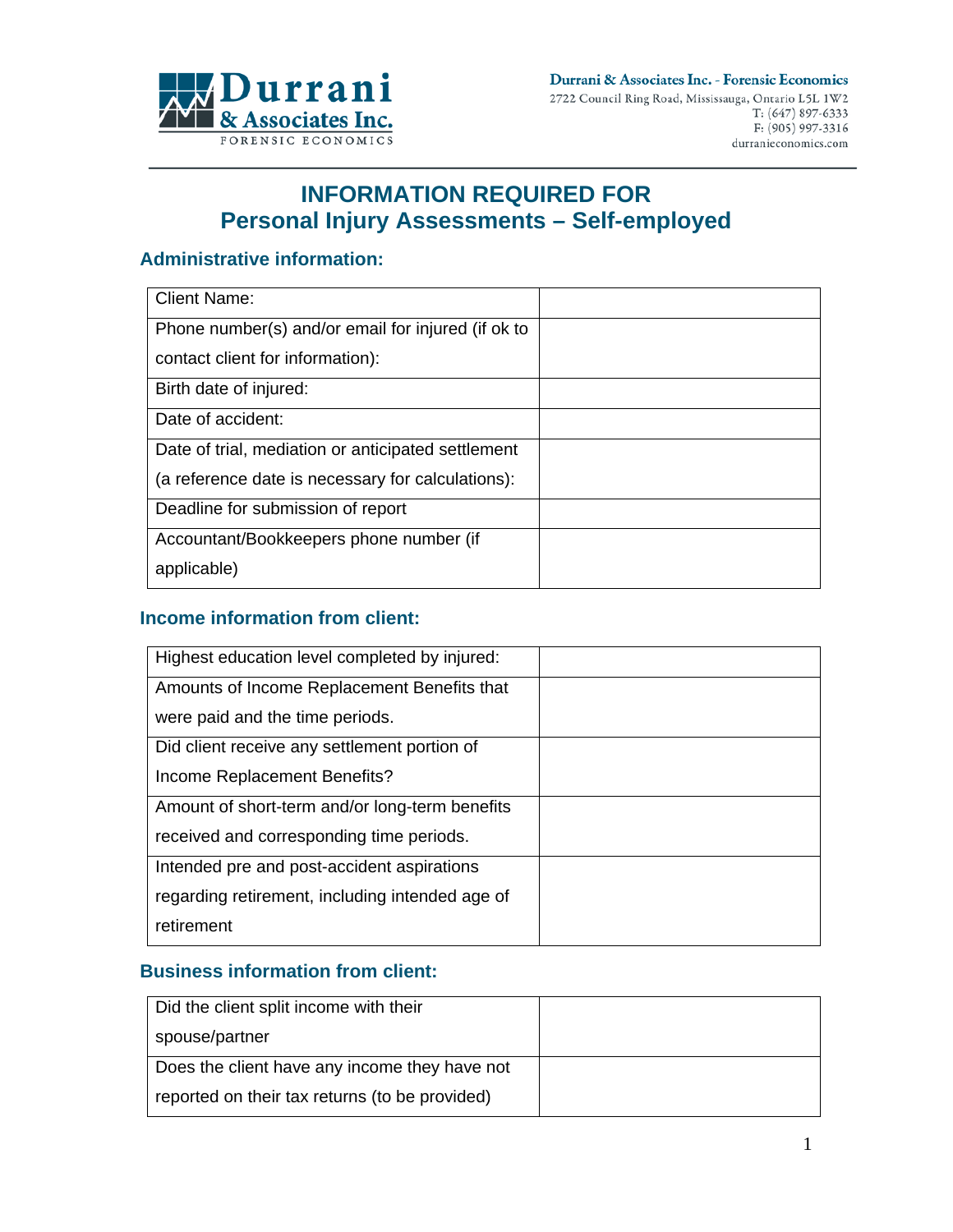Durrani & Associates Inc. - Forensic Economics
2722 Council Ring Road, Mississauga, Ontario L5L 1W2
T: (647) 897-6333
F: (905) 997-3316
durranieconomics.com

# INFORMATION REQUIRED FOR Personal Injury Assessments – Self-employed

## Administrative information:

| | |
|---|---|
| Client Name: | |
| Phone number(s) and/or email for injured (if ok to contact client for information): | |
| Birth date of injured: | |
| Date of accident: | |
| Date of trial, mediation or anticipated settlement (a reference date is necessary for calculations): | |
| Deadline for submission of report | |
| Accountant/Bookkeepers phone number (if applicable) | |

## Income information from client:

| | |
|---|---|
| Highest education level completed by injured: | |
| Amounts of Income Replacement Benefits that were paid and the time periods. | |
| Did client receive any settlement portion of Income Replacement Benefits? | |
| Amount of short-term and/or long-term benefits received and corresponding time periods. | |
| Intended pre and post-accident aspirations regarding retirement, including intended age of retirement | |

## Business information from client:

| | |
|---|---|
| Did the client split income with their spouse/partner | |
| Does the client have any income they have not reported on their tax returns (to be provided) | |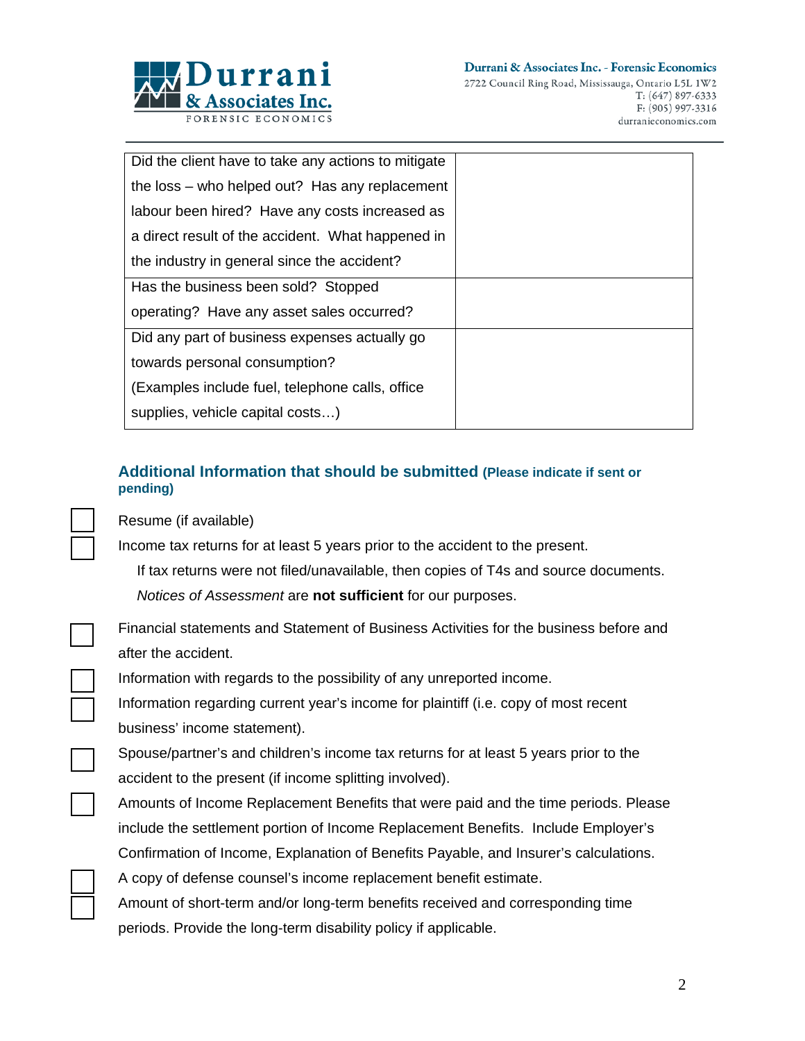| | |
|---|---|
| Did the client have to take any actions to mitigate the loss – who helped out? Has any replacement labour been hired? Have any costs increased as a direct result of the accident. What happened in the industry in general since the accident? | |
| Has the business been sold? Stopped operating? Have any asset sales occurred? | |
| Did any part of business expenses actually go towards personal consumption? (Examples include fuel, telephone calls, office supplies, vehicle capital costs…) | |

## Additional Information that should be submitted (Please indicate if sent or pending)

- ☐ Resume (if available)
- ☐ Income tax returns for at least 5 years prior to the accident to the present.
  If tax returns were not filed/unavailable, then copies of T4s and source documents.
  *Notices of Assessment* are **not sufficient** for our purposes.
- ☐ Financial statements and Statement of Business Activities for the business before and after the accident.
- ☐ Information with regards to the possibility of any unreported income.
- ☐ Information regarding current year's income for plaintiff (i.e. copy of most recent business' income statement).
- ☐ Spouse/partner's and children's income tax returns for at least 5 years prior to the accident to the present (if income splitting involved).
- ☐ Amounts of Income Replacement Benefits that were paid and the time periods. Please include the settlement portion of Income Replacement Benefits. Include Employer's Confirmation of Income, Explanation of Benefits Payable, and Insurer's calculations.
- ☐ A copy of defense counsel's income replacement benefit estimate.
- ☐ Amount of short-term and/or long-term benefits received and corresponding time periods. Provide the long-term disability policy if applicable.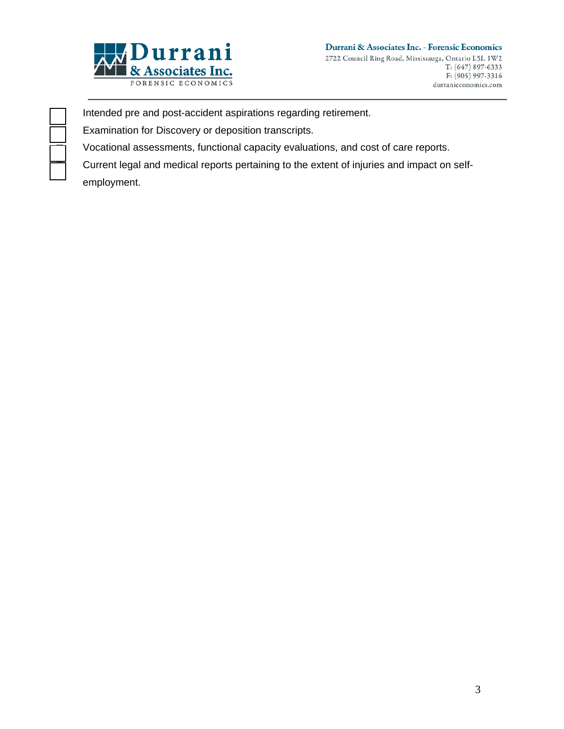- [ ] Intended pre and post-accident aspirations regarding retirement.
- [ ] Examination for Discovery or deposition transcripts.
- [ ] Vocational assessments, functional capacity evaluations, and cost of care reports.
- [ ] Current legal and medical reports pertaining to the extent of injuries and impact on self-employment.